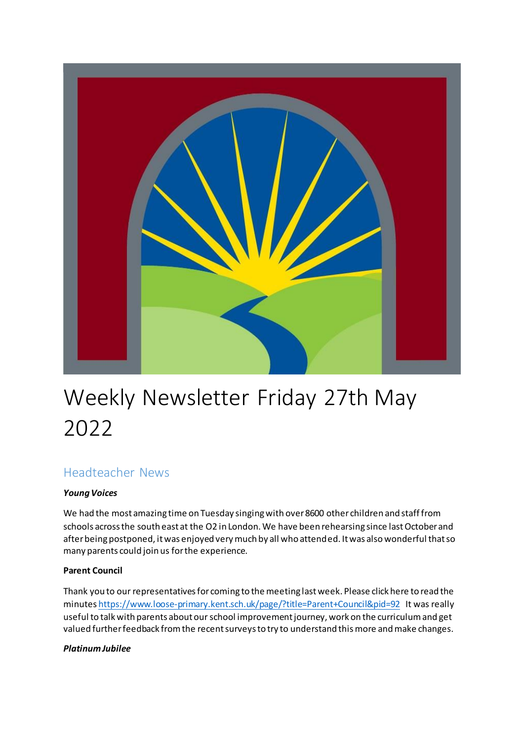# Weekly Newsletter Friday 27th May 2022

## Headteacher News

***Young Voices***

We had the most amazing time on Tuesday singing with over 8600 other children and staff from schools across the south east at the O2 in London. We have been rehearsing since last October and after being postponed, it was enjoyed very much by all who attended. It was also wonderful that so many parents could join us for the experience.

**Parent Council**

Thank you to our representatives for coming to the meeting last week. Please click here to read the minutes https://www.loose-primary.kent.sch.uk/page/?title=Parent+Council&pid=92 It was really useful to talk with parents about our school improvement journey, work on the curriculum and get valued further feedback from the recent surveys to try to understand this more and make changes.

***Platinum Jubilee***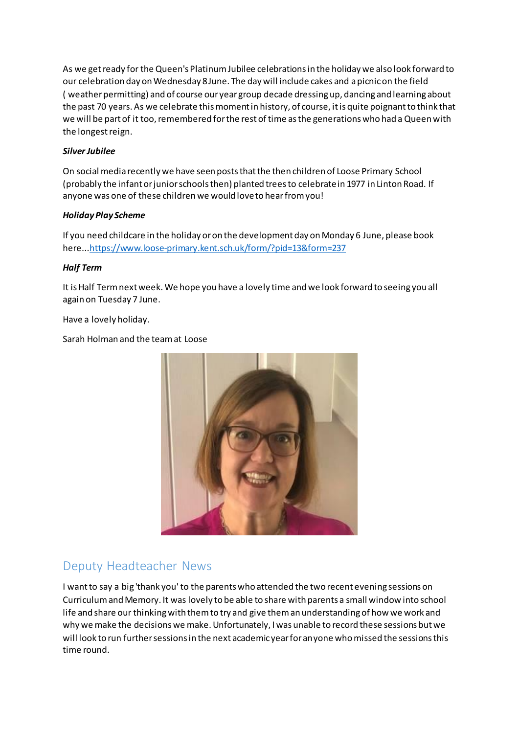As we get ready for the Queen's Platinum Jubilee celebrations in the holiday we also look forward to our celebration day on Wednesday 8 June. The day will include cakes and a picnic on the field ( weather permitting) and of course our year group decade dressing up, dancing and learning about the past 70 years. As we celebrate this moment in history, of course, it is quite poignant to think that we will be part of it too, remembered for the rest of time as the generations who had a Queen with the longest reign.

***Silver Jubilee***

On social media recently we have seen posts that the then children of Loose Primary School (probably the infant or junior schools then) planted trees to celebrate in 1977 in Linton Road. If anyone was one of these children we would love to hear from you!

***Holiday Play Scheme***

If you need childcare in the holiday or on the development day on Monday 6 June, please book here...[https://www.loose-primary.kent.sch.uk/form/?pid=13&form=237](https://www.loose-primary.kent.sch.uk/form/?pid=13&form=237)

***Half Term***

It is Half Term next week. We hope you have a lovely time and we look forward to seeing you all again on Tuesday 7 June.

Have a lovely holiday.

Sarah Holman and the team at Loose

## Deputy Headteacher News

I want to say a big 'thank you' to the parents who attended the two recent evening sessions on Curriculum and Memory. It was lovely to be able to share with parents a small window into school life and share our thinking with them to try and give them an understanding of how we work and why we make the decisions we make. Unfortunately, I was unable to record these sessions but we will look to run further sessions in the next academic year for anyone who missed the sessions this time round.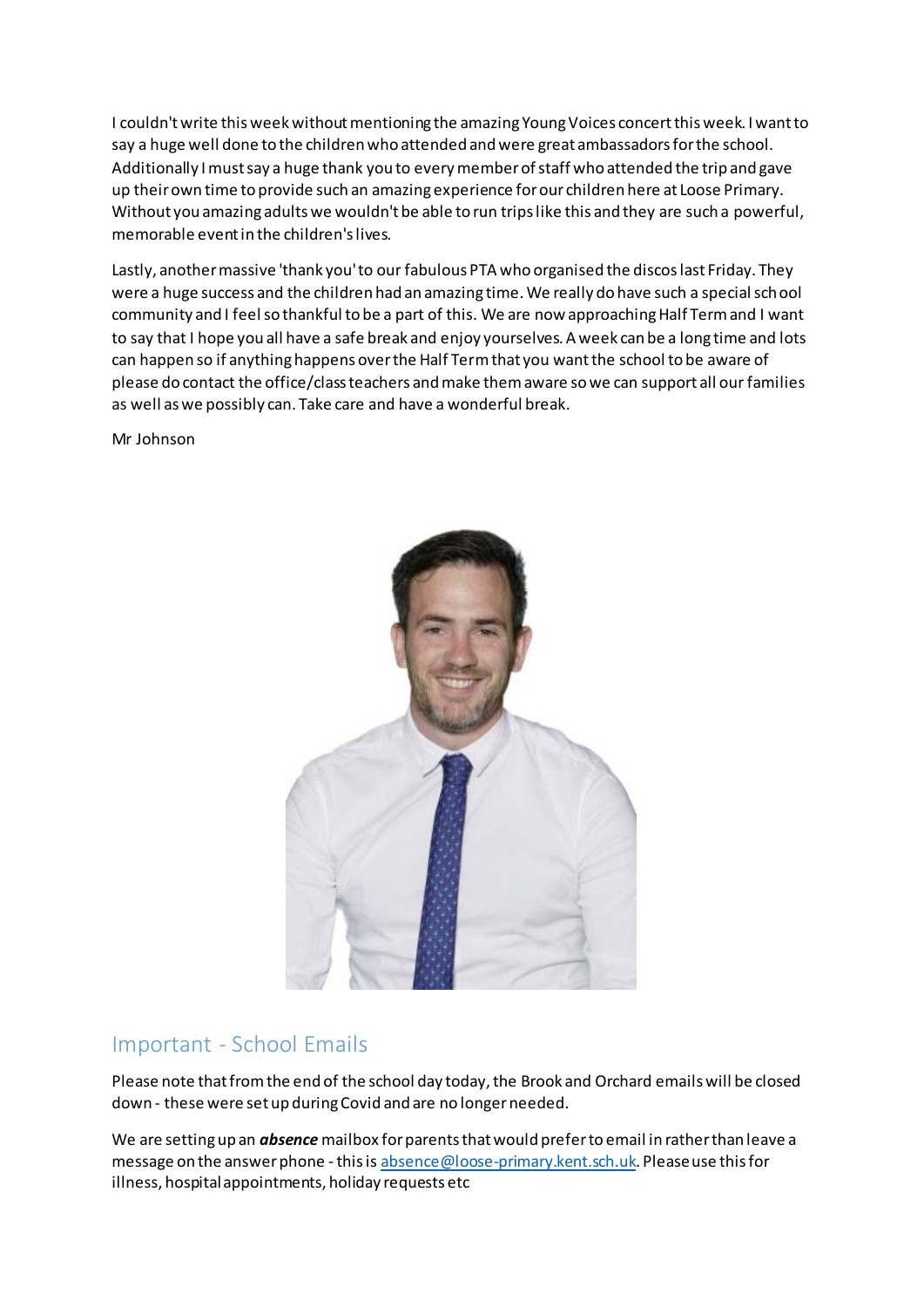I couldn't write this week without mentioning the amazing Young Voices concert this week. I want to say a huge well done to the children who attended and were great ambassadors for the school. Additionally I must say a huge thank you to every member of staff who attended the trip and gave up their own time to provide such an amazing experience for our children here at Loose Primary. Without you amazing adults we wouldn't be able to run trips like this and they are such a powerful, memorable event in the children's lives.

Lastly, another massive 'thank you' to our fabulous PTA who organised the discos last Friday. They were a huge success and the children had an amazing time. We really do have such a special school community and I feel so thankful to be a part of this. We are now approaching Half Term and I want to say that I hope you all have a safe break and enjoy yourselves. A week can be a long time and lots can happen so if anything happens over the Half Term that you want the school to be aware of please do contact the office/class teachers and make them aware so we can support all our families as well as we possibly can. Take care and have a wonderful break.

Mr Johnson

## Important - School Emails

Please note that from the end of the school day today, the Brook and Orchard emails will be closed down - these were set up during Covid and are no longer needed.

We are setting up an ***absence*** mailbox for parents that would prefer to email in rather than leave a message on the answer phone - this is absence@loose-primary.kent.sch.uk. Please use this for illness, hospital appointments, holiday requests etc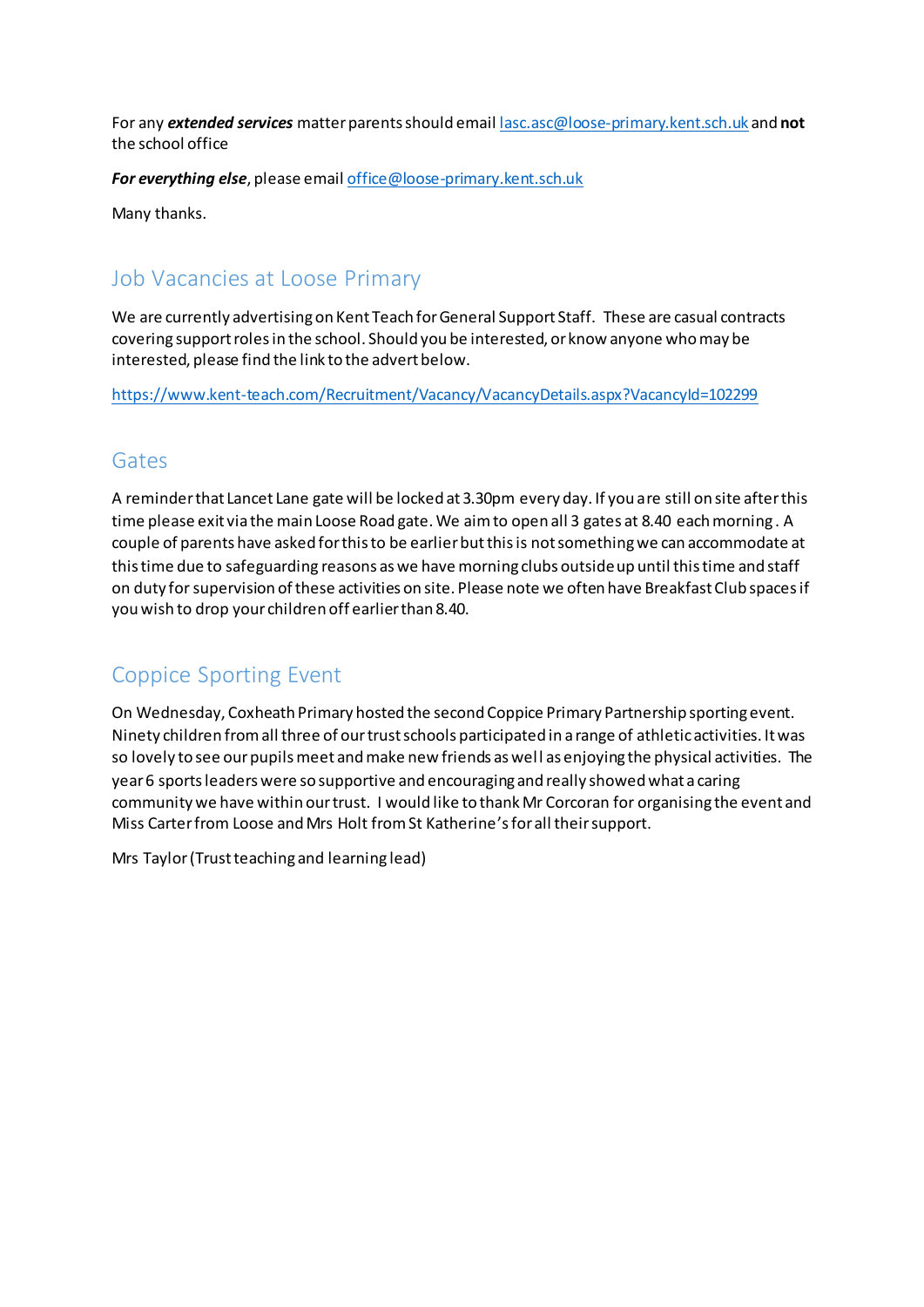For any ***extended services*** matter parents should email [lasc.asc@loose-primary.kent.sch.uk](mailto:lasc.asc@loose-primary.kent.sch.uk) and **not** the school office

***For everything else***, please email [office@loose-primary.kent.sch.uk](mailto:office@loose-primary.kent.sch.uk)

Many thanks.

## Job Vacancies at Loose Primary

We are currently advertising on Kent Teach for General Support Staff. These are casual contracts covering support roles in the school. Should you be interested, or know anyone who may be interested, please find the link to the advert below.

[https://www.kent-teach.com/Recruitment/Vacancy/VacancyDetails.aspx?VacancyId=102299](https://www.kent-teach.com/Recruitment/Vacancy/VacancyDetails.aspx?VacancyId=102299)

## Gates

A reminder that Lancet Lane gate will be locked at 3.30pm every day. If you are still on site after this time please exit via the main Loose Road gate. We aim to open all 3 gates at 8.40 each morning. A couple of parents have asked for this to be earlier but this is not something we can accommodate at this time due to safeguarding reasons as we have morning clubs outside up until this time and staff on duty for supervision of these activities on site. Please note we often have Breakfast Club spaces if you wish to drop your children off earlier than 8.40.

## Coppice Sporting Event

On Wednesday, Coxheath Primary hosted the second Coppice Primary Partnership sporting event. Ninety children from all three of our trust schools participated in a range of athletic activities. It was so lovely to see our pupils meet and make new friends as well as enjoying the physical activities. The year 6 sports leaders were so supportive and encouraging and really showed what a caring community we have within our trust. I would like to thank Mr Corcoran for organising the event and Miss Carter from Loose and Mrs Holt from St Katherine's for all their support.

Mrs Taylor (Trust teaching and learning lead)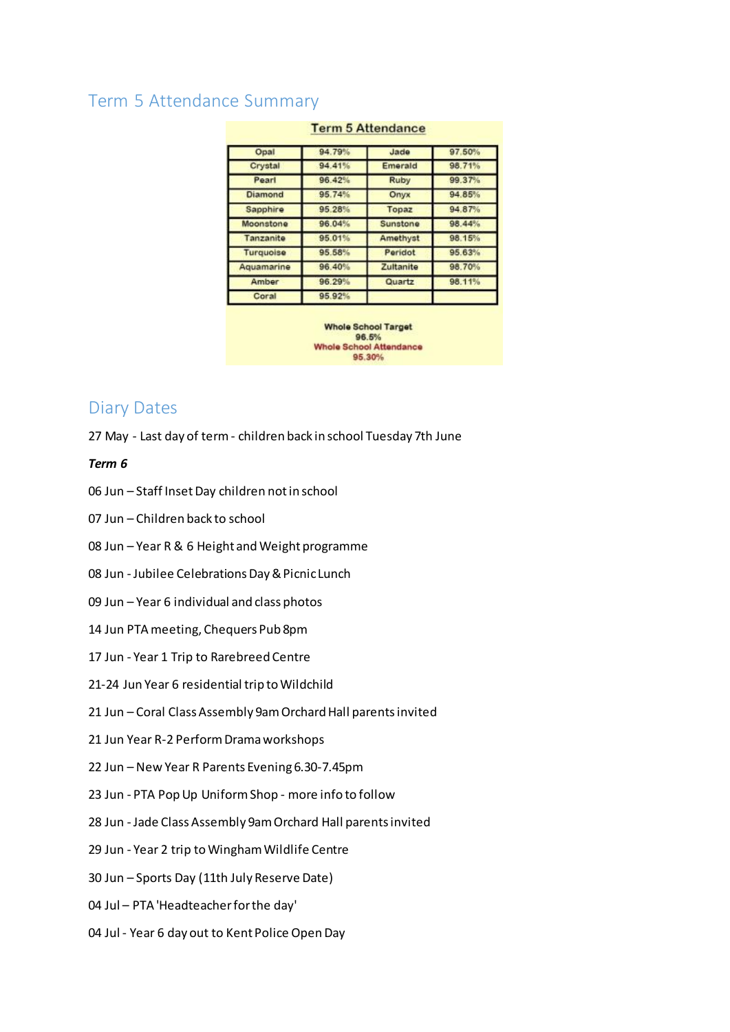## Term 5 Attendance Summary

**Term 5 Attendance**

| | | | |
|---|---|---|---|
| Opal | 94.79% | Jade | 97.50% |
| Crystal | 94.41% | Emerald | 98.71% |
| Pearl | 96.42% | Ruby | 99.37% |
| Diamond | 95.74% | Onyx | 94.85% |
| Sapphire | 95.28% | Topaz | 94.87% |
| Moonstone | 96.04% | Sunstone | 98.44% |
| Tanzanite | 95.01% | Amethyst | 98.15% |
| Turquoise | 95.58% | Peridot | 95.63% |
| Aquamarine | 96.40% | Zultanite | 98.70% |
| Amber | 96.29% | Quartz | 98.11% |
| Coral | 95.92% | | |

**Whole School Target**
**96.5%**
**Whole School Attendance**
**95.30%**

## Diary Dates

27 May - Last day of term - children back in school Tuesday 7th June

***Term 6***

06 Jun – Staff Inset Day children not in school

07 Jun – Children back to school

08 Jun – Year R & 6 Height and Weight programme

08 Jun - Jubilee Celebrations Day & Picnic Lunch

09 Jun – Year 6 individual and class photos

14 Jun PTA meeting, Chequers Pub 8pm

17 Jun - Year 1 Trip to Rarebreed Centre

21-24 Jun Year 6 residential trip to Wildchild

21 Jun – Coral Class Assembly 9am Orchard Hall parents invited

21 Jun Year R-2 Perform Drama workshops

22 Jun – New Year R Parents Evening 6.30-7.45pm

23 Jun - PTA Pop Up Uniform Shop - more info to follow

28 Jun - Jade Class Assembly 9am Orchard Hall parents invited

29 Jun - Year 2 trip to Wingham Wildlife Centre

30 Jun – Sports Day (11th July Reserve Date)

04 Jul – PTA 'Headteacher for the day'

04 Jul - Year 6 day out to Kent Police Open Day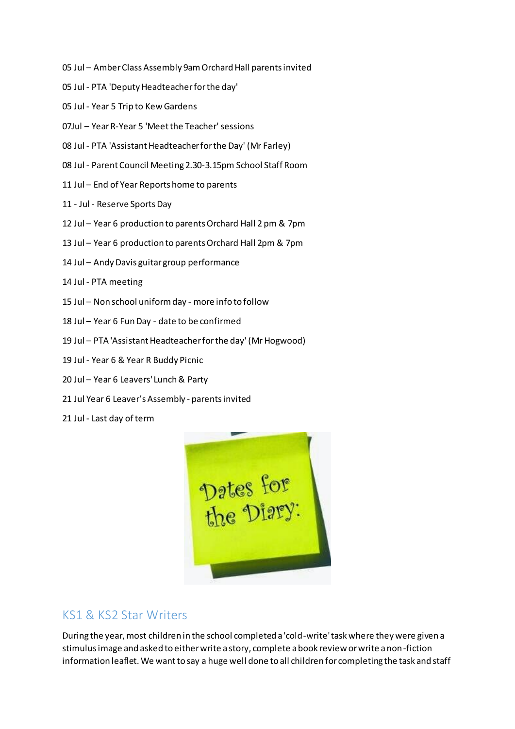05 Jul – Amber Class Assembly 9am Orchard Hall parents invited

05 Jul - PTA 'Deputy Headteacher for the day'

05 Jul - Year 5 Trip to Kew Gardens

07Jul – Year R-Year 5 'Meet the Teacher' sessions

08 Jul - PTA 'Assistant Headteacher for the Day' (Mr Farley)

08 Jul - Parent Council Meeting 2.30-3.15pm School Staff Room

11 Jul – End of Year Reports home to parents

11 - Jul - Reserve Sports Day

12 Jul – Year 6 production to parents Orchard Hall 2 pm & 7pm

13 Jul – Year 6 production to parents Orchard Hall 2pm & 7pm

14 Jul – Andy Davis guitar group performance

14 Jul - PTA meeting

15 Jul – Non school uniform day - more info to follow

18 Jul – Year 6 Fun Day - date to be confirmed

19 Jul – PTA 'Assistant Headteacher for the day' (Mr Hogwood)

19 Jul - Year 6 & Year R Buddy Picnic

20 Jul – Year 6 Leavers' Lunch & Party

21 Jul Year 6 Leaver's Assembly - parents invited

21 Jul - Last day of term

Dates for the Diary:

## KS1 & KS2 Star Writers

During the year, most children in the school completed a 'cold-write' task where they were given a stimulus image and asked to either write a story, complete a book review or write a non-fiction information leaflet. We want to say a huge well done to all children for completing the task and staff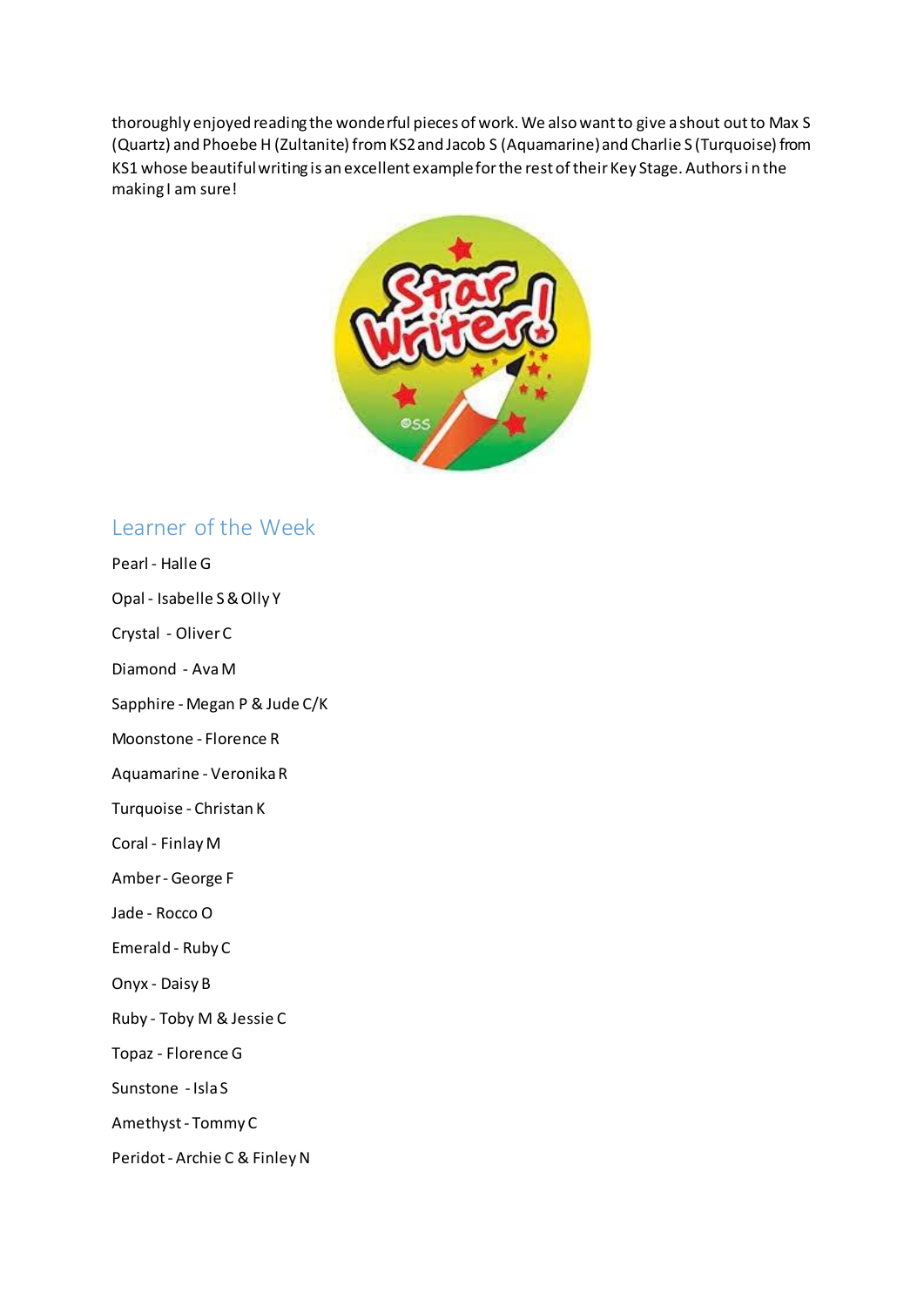thoroughly enjoyed reading the wonderful pieces of work. We also want to give a shout out to Max S (Quartz) and Phoebe H (Zultanite) from KS2 and Jacob S (Aquamarine) and Charlie S (Turquoise) from KS1 whose beautiful writing is an excellent example for the rest of their Key Stage. Authors i n the making I am sure!

## Learner of the Week

Pearl - Halle G

Opal - Isabelle S & Olly Y

Crystal - Oliver C

Diamond - Ava M

Sapphire - Megan P & Jude C/K

Moonstone - Florence R

Aquamarine - Veronika R

Turquoise - Christan K

Coral - Finlay M

Amber - George F

Jade - Rocco O

Emerald - Ruby C

Onyx - Daisy B

Ruby - Toby M & Jessie C

Topaz - Florence G

Sunstone - Isla S

Amethyst - Tommy C

Peridot - Archie C & Finley N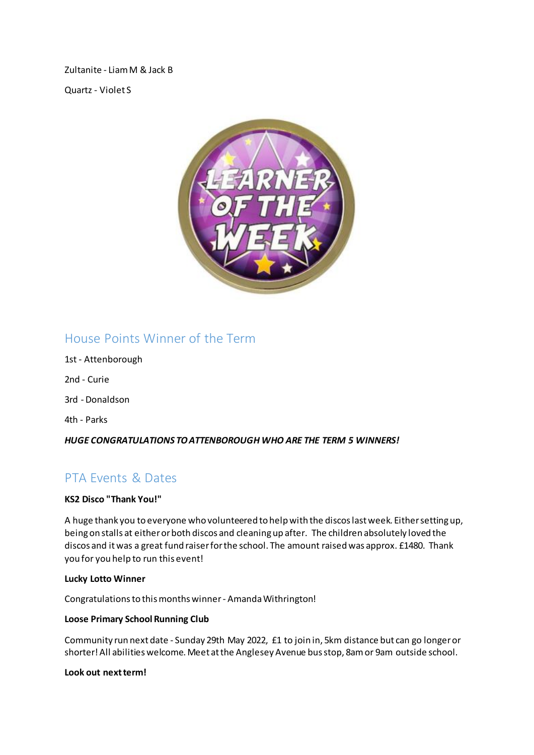Zultanite - Liam M & Jack B

Quartz - Violet S

## House Points Winner of the Term

1st - Attenborough

2nd - Curie

3rd - Donaldson

4th - Parks

***HUGE CONGRATULATIONS TO ATTENBOROUGH WHO ARE THE TERM 5 WINNERS!***

## PTA Events & Dates

**KS2 Disco "Thank You!"**

A huge thank you to everyone who volunteered to help with the discos last week. Either setting up, being on stalls at either or both discos and cleaning up after. The children absolutely loved the discos and it was a great fund raiser for the school. The amount raised was approx. £1480. Thank you for you help to run this event!

**Lucky Lotto Winner**

Congratulations to this months winner - Amanda Withrington!

**Loose Primary School Running Club**

Community run next date - Sunday 29th May 2022, £1 to join in, 5km distance but can go longer or shorter! All abilities welcome. Meet at the Anglesey Avenue bus stop, 8am or 9am outside school.

**Look out next term!**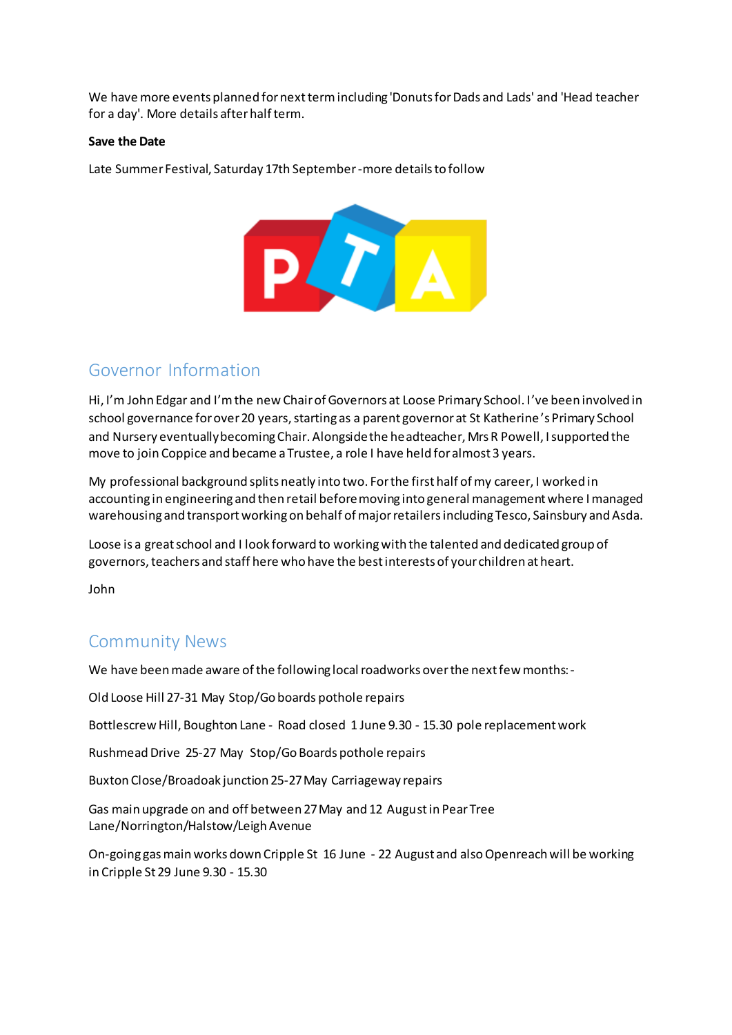We have more events planned for next term including 'Donuts for Dads and Lads' and 'Head teacher for a day'. More details after half term.

**Save the Date**

Late Summer Festival, Saturday 17th September - more details to follow

## Governor Information

Hi, I'm John Edgar and I'm the new Chair of Governors at Loose Primary School. I've been involved in school governance for over 20 years, starting as a parent governor at St Katherine's Primary School and Nursery eventually becoming Chair. Alongside the headteacher, Mrs R Powell, I supported the move to join Coppice and became a Trustee, a role I have held for almost 3 years.

My professional background splits neatly into two. For the first half of my career, I worked in accounting in engineering and then retail before moving into general management where I managed warehousing and transport working on behalf of major retailers including Tesco, Sainsbury and Asda.

Loose is a great school and I look forward to working with the talented and dedicated group of governors, teachers and staff here who have the best interests of your children at heart.

John

## Community News

We have been made aware of the following local roadworks over the next few months:-

Old Loose Hill 27-31 May Stop/Go boards pothole repairs

Bottlescrew Hill, Boughton Lane - Road closed 1 June 9.30 - 15.30 pole replacement work

Rushmead Drive 25-27 May Stop/Go Boards pothole repairs

Buxton Close/Broadoak junction 25-27 May Carriageway repairs

Gas main upgrade on and off between 27 May and 12 August in Pear Tree Lane/Norrington/Halstow/Leigh Avenue

On-going gas main works down Cripple St 16 June - 22 August and also Openreach will be working in Cripple St 29 June 9.30 - 15.30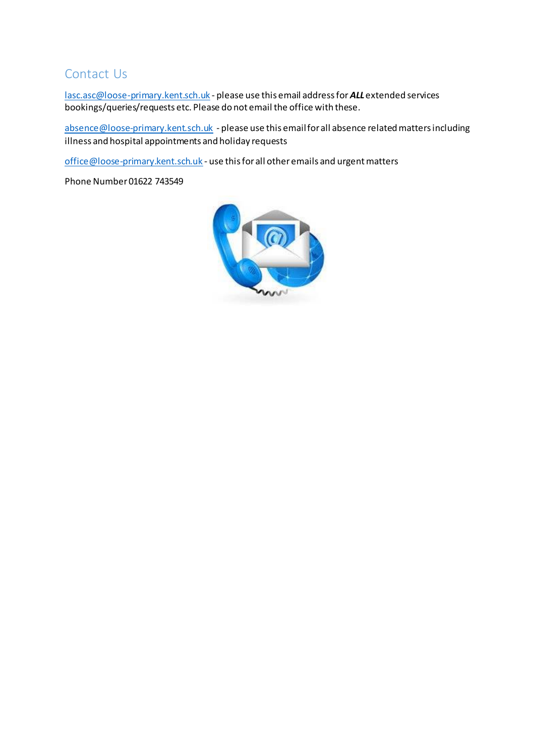## Contact Us

lasc.asc@loose-primary.kent.sch.uk - please use this email address for ***ALL*** extended services bookings/queries/requests etc. Please do not email the office with these.

absence@loose-primary.kent.sch.uk - please use this email for all absence related matters including illness and hospital appointments and holiday requests

office@loose-primary.kent.sch.uk - use this for all other emails and urgent matters

Phone Number 01622 743549